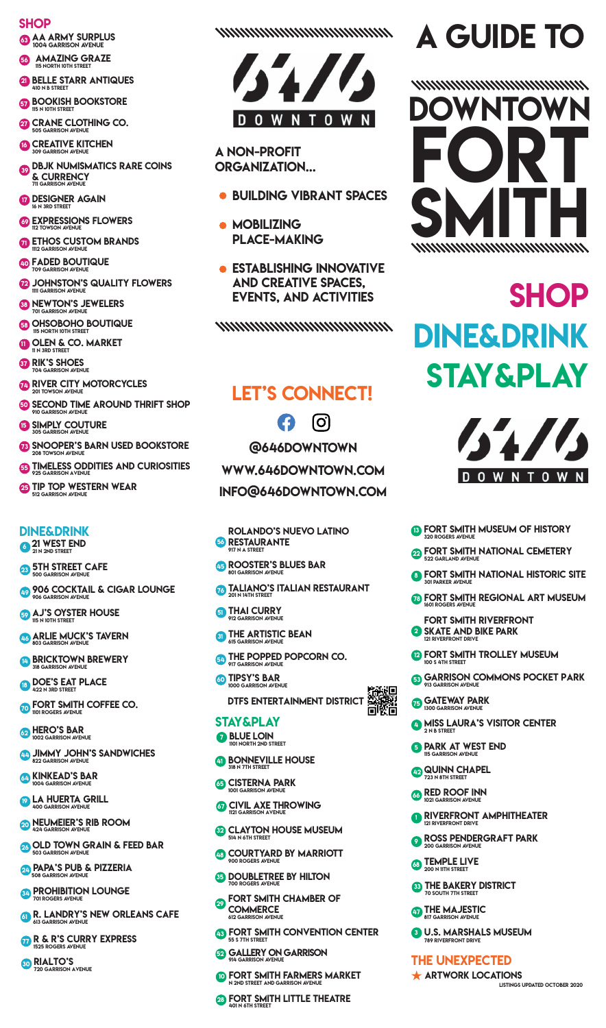## SHOP

- 63 **AA ARMY SURPLUS** 1004 GARRISON AVENUE
- 56 **AMAZING GRAZE** 115 NORTH 10TH STREET
- 21 **BELLE STARR ANTIQUES** 410 N B STREET
- 57 **BOOKISH BOOKSTORE** 115 N 10TH STREET
- 27 **CRANE CLOTHING CO.** 505 GARRISON AVENUE
- 16 **CREATIVE KITCHEN** 309 GARRISON AVENUE
- 39 **DBJK NUMISMATICS RARE COINS & CURRENCY** 711 GARRISON AVENUE
- 17 **DESIGNER AGAIN** 16 N 3RD STREET
- 69 **EXPRESSIONS FLOWERS** 112 TOWSON AVENUE
- 71 **ETHOS CUSTOM BRANDS** 1112 GARRISON AVENUE
- 40 **FADED BOUTIQUE** 709 GARRISON AVENUE
- 72 **JOHNSTON'S QUALITY FLOWERS** 1111 GARRISON AVENUE
- 38 **NEWTON'S JEWELERS** 701 GARRISON AVENUE
- 58 **OHSOBOHO BOUTIQUE** 115 NORTH 10TH STREET
- 11 **OLEN & CO. MARKET** 11 N 3RD STREET
- 37 **RIK'S SHOES** 704 GARRISON AVENUE
- 74 **RIVER CITY MOTORCYCLES** 201 TOWSON AVENUE
- 50 **SECOND TIME AROUND THRIFT SHOP** 910 GARRISON AVENUE
- 15 **SIMPLY COUTURE** 305 GARRISON AVENUE
- 73 **SNOOPER'S BARN USED BOOKSTORE** 208 TOWSON AVENUE
- 55 **TIMELESS ODDITIES AND CURIOSITIES** 925 GARRISON AVENUE
- 25 **TIP TOP WESTERN WEAR** 512 GARRISON AVENUE

## DINE&DRINK

- 6 **21 WEST END** 21 N 2ND STREET
- 23 **5TH STREET CAFE** 500 GARRISON AVENUE
- 49 **906 COCKTAIL & CIGAR LOUNGE** 906 GARRISON AVENUE
- 59 **AJ'S OYSTER HOUSE** 115 N 10TH STREET
- 46 **ARLIE MUCK'S TAVERN** 803 GARRISON AVENUE
- 14 **BRICKTOWN BREWERY** 318 GARRISON AVENUE
- 18 **DOE'S EAT PLACE** 422 N 3RD STREET
- 70 **FORT SMITH COFFEE CO.** 1101 ROGERS AVENUE
- 62 **HERO'S BAR** 1002 GARRISON AVENUE
- 44 **JIMMY JOHN'S SANDWICHES** 822 GARRISON AVENUE
- 64 **KINKEAD'S BAR** 1004 GARRISON AVENUE
- 19 **LA HUERTA GRILL** 400 GARRISON AVENUE
- 20 **NEUMEIER'S RIB ROOM** 424 GARRISON AVENUE
- 26 **OLD TOWN GRAIN & FEED BAR** 503 GARRISON AVENUE
- 24 **PAPA'S PUB & PIZZERIA** 508 GARRISON AVENUE
- 34 **PROHIBITION LOUNGE** 701 ROGERS AVENUE
- 61 **R. LANDRY'S NEW ORLEANS CAFE** 613 GARRISON AVENUE
- 77 **R & R'S CURRY EXPRESS** 1525 ROGERS AVENUE
- 30 **RIALTO'S** 720 GARRISON AVENUE
- 56 **ROLANDO'S NUEVO LATINO RESTAURANTE** 917 N A STREET
- 45 **ROOSTER'S BLUES BAR** 801 GARRISON AVENUE
- 76 **TALIANO'S ITALIAN RESTAURANT** 201 N 14TH STREET
- 51 **THAI CURRY** 912 GARRISON AVENUE
- 31 **THE ARTISTIC BEAN** 615 GARRISON AVENUE
- 54 **THE POPPED POPCORN CO.** 917 GARRISON AVENUE
- 60 **TIPSY'S BAR** 1000 GARRISON AVENUE

**DTFS ENTERTAINMENT DISTRICT**

## 64/6 DOWNTOWN

**A NON-PROFIT ORGANIZATION...**

- BUILDING VIBRANT SPACES
- MOBILIZING PLACE-MAKING
- ESTABLISHING INNOVATIVE AND CREATIVE SPACES, EVENTS, AND ACTIVITIES

## LET'S CONNECT!

@646DOWNTOWN

WWW.646DOWNTOWN.COM

INFO@646DOWNTOWN.COM

## STAY&PLAY

- 7 **BLUE LOIN** 1101 NORTH 2ND STREET
- 41 **BONNEVILLE HOUSE** 318 N 7TH STREET
- 65 **CISTERNA PARK** 1001 GARRISON AVENUE
- 67 **CIVIL AXE THROWING** 1121 GARRISON AVENUE
- 32 **CLAYTON HOUSE MUSEUM** 514 N 6TH STREET
- 48 **COURTYARD BY MARRIOTT** 900 ROGERS AVENUE
- 35 **DOUBLETREE BY HILTON** 700 ROGERS AVENUE
- 29 **FORT SMITH CHAMBER OF COMMERCE** 612 GARRISON AVENUE
- 43 **FORT SMITH CONVENTION CENTER** 55 S 7TH STREET
- 52 **GALLERY ON GARRISON** 914 GARRISON AVENUE
- 10 **FORT SMITH FARMERS MARKET** N 2ND STREET AND GARRISON AVENUE
- 28 **FORT SMITH LITTLE THEATRE** 401 N 6TH STREET
- 13 **FORT SMITH MUSEUM OF HISTORY** 320 ROGERS AVENUE
- 22 **FORT SMITH NATIONAL CEMETERY** 522 GARLAND AVENUE
- 8 **FORT SMITH NATIONAL HISTORIC SITE** 301 PARKER AVENUE
- 78 **FORT SMITH REGIONAL ART MUSEUM** 1601 ROGERS AVENUE
- 2 **FORT SMITH RIVERFRONT SKATE AND BIKE PARK** 121 RIVERFRONT DRIVE
- 12 **FORT SMITH TROLLEY MUSEUM** 100 S 4TH STREET
- 53 **GARRISON COMMONS POCKET PARK** 913 GARRISON AVENUE
- 75 **GATEWAY PARK** 1300 GARRISON AVENUE
- 4 **MISS LAURA'S VISITOR CENTER** 2 N B STREET
- 5 **PARK AT WEST END** 115 GARRISON AVENUE
- 42 **QUINN CHAPEL** 723 N 8TH STREET
- 66 **RED ROOF INN** 1021 GARRISON AVENUE
- 1 **RIVERFRONT AMPHITHEATER** 121 RIVERFRONT DRIVE
- 9 **ROSS PENDERGRAFT PARK** 200 GARRISON AVENUE
- 68 **TEMPLE LIVE** 200 N 11TH STREET
- 33 **THE BAKERY DISTRICT** 70 SOUTH 7TH STREET
- 47 **THE MAJESTIC** 817 GARRISON AVENUE
- 3 **U.S. MARSHALS MUSEUM** 789 RIVERFRONT DRIVE

## THE UNEXPECTED

★ **ARTWORK LOCATIONS**

LISTINGS UPDATED OCTOBER 2020

# A GUIDE TO DOWNTOWN FORT SMITH

## SHOP

## DINE&DRINK

## STAY&PLAY

64/6 DOWNTOWN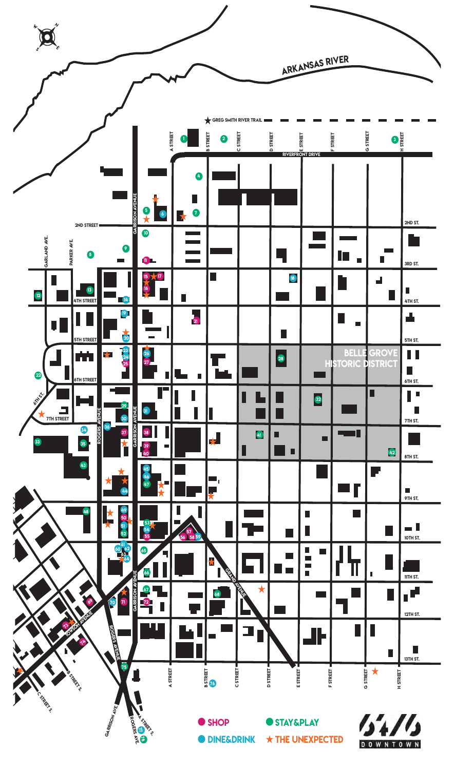ARKANSAS RIVER

GREG SMITH RIVER TRAIL

RIVERFRONT DRIVE

A STREET
B STREET
C STREET
D STREET
E STREET
F STREET
G STREET
H STREET

2ND STREET
2ND ST.
3RD ST.
4TH STREET
4TH ST.
5TH STREET
5TH ST.
6TH STREET
6TH ST.
6TH ST.
7TH STREET
7TH ST.
8TH ST.
9TH ST.
10TH ST.
11TH ST.
12TH ST.
13TH ST.

GARLAND AVE.
PARKER AVE.
ROGERS AVENUE
GARRISON AVENUE
GRAND AVENUE
TOWSON AVENUE
B STREET S.
C STREET S.
A STREET S.
GARRISON AVE.
ROGERS AVE.

BELLE GROVE HISTORIC DISTRICT

1 2 3 4 5 6 7 8 9 10 11 12 13 14 15 16 17 18 19 20 21 22 23 24 25 26 27 28 29 30 31 32 33 34 35 36 37 38 39 40 41 42 43 44 45 46 47 48 49 50 51 52 53 54 55 56 57 58 59 60 61 62 63 64 65 66 67 68 69 70 71 72 73 74 75 76 77 78

SHOP
DINE&DRINK
STAY&PLAY
THE UNEXPECTED

64.6 DOWNTOWN